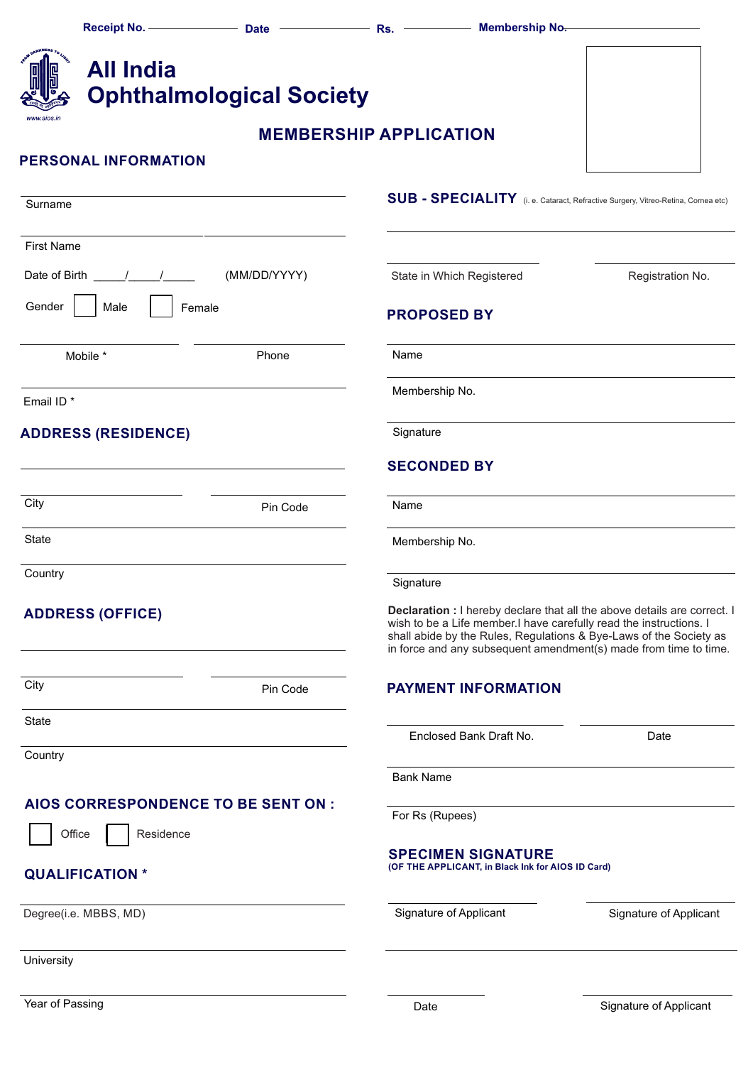Receipt No. ______________ Date ______________ Rs. ______________ Membership No. ______________

# All India Ophthalmological Society

## MEMBERSHIP APPLICATION

### PERSONAL INFORMATION

Surname

First Name

Date of Birth _____/_____/_____ (MM/DD/YYYY)

Gender ☐ Male ☐ Female

Mobile * Phone

Email ID *

### ADDRESS (RESIDENCE)

City Pin Code

State

Country

### ADDRESS (OFFICE)

City Pin Code

State

Country

### AIOS CORRESPONDENCE TO BE SENT ON :

☐ Office ☐ Residence

### QUALIFICATION *

Degree(i.e. MBBS, MD)

University

Year of Passing

### SUB - SPECIALITY (i. e. Cataract, Refractive Surgery, Vitreo-Retina, Cornea etc)

State in Which Registered Registration No.

### PROPOSED BY

Name

Membership No.

Signature

### SECONDED BY

Name

Membership No.

Signature

**Declaration :** I hereby declare that all the above details are correct. I wish to be a Life member.I have carefully read the instructions. I shall abide by the Rules, Regulations & Bye-Laws of the Society as in force and any subsequent amendment(s) made from time to time.

### PAYMENT INFORMATION

Enclosed Bank Draft No. Date

Bank Name

For Rs (Rupees)

### SPECIMEN SIGNATURE

**(OF THE APPLICANT, in Black Ink for AIOS ID Card)**

Signature of Applicant Signature of Applicant

Date Signature of Applicant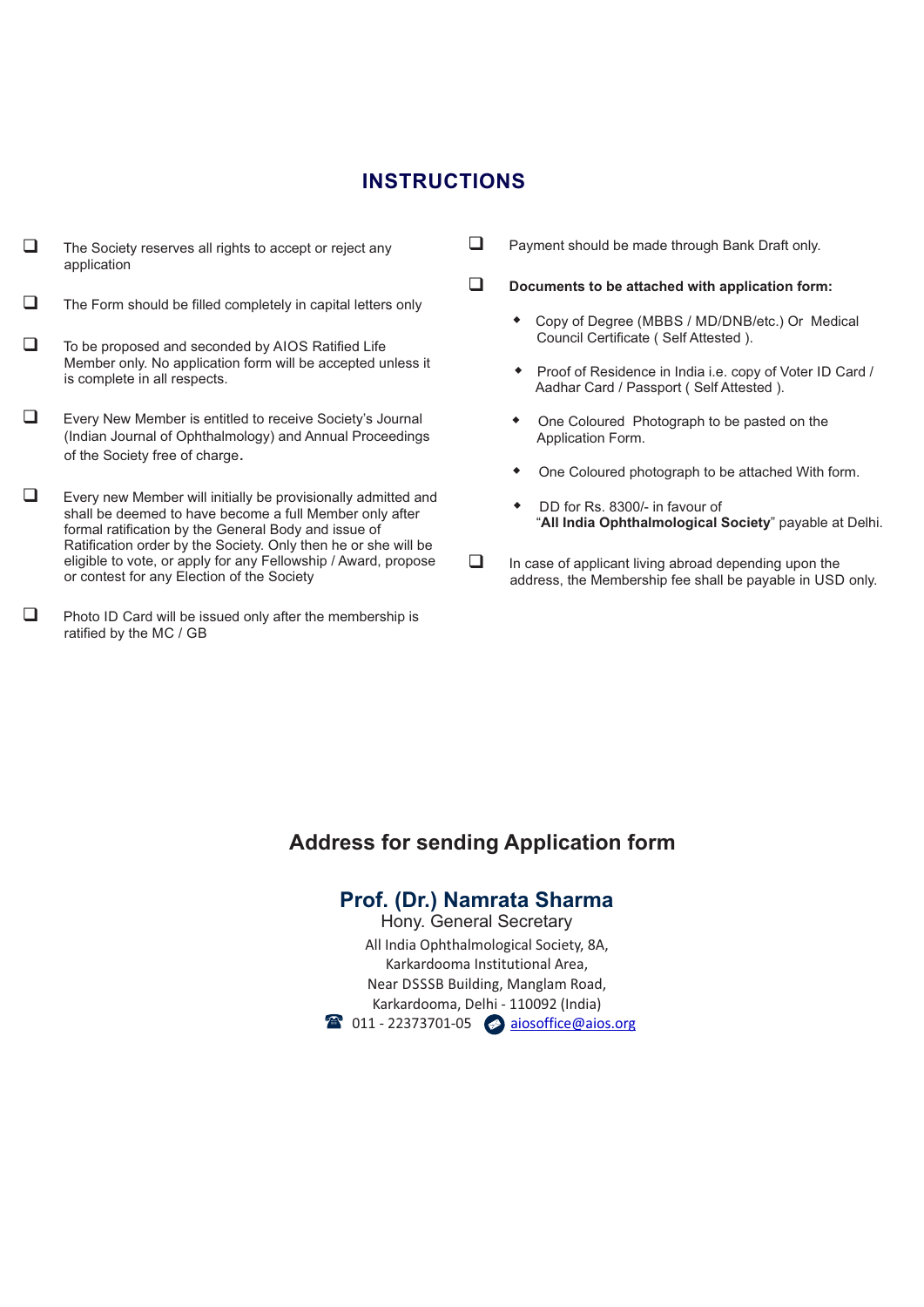# INSTRUCTIONS

- The Society reserves all rights to accept or reject any application
- The Form should be filled completely in capital letters only
- To be proposed and seconded by AIOS Ratified Life Member only. No application form will be accepted unless it is complete in all respects.
- Every New Member is entitled to receive Society's Journal (Indian Journal of Ophthalmology) and Annual Proceedings of the Society free of charge.
- Every new Member will initially be provisionally admitted and shall be deemed to have become a full Member only after formal ratification by the General Body and issue of Ratification order by the Society. Only then he or she will be eligible to vote, or apply for any Fellowship / Award, propose or contest for any Election of the Society
- Photo ID Card will be issued only after the membership is ratified by the MC / GB
- Payment should be made through Bank Draft only.
- **Documents to be attached with application form:**
  - Copy of Degree (MBBS / MD/DNB/etc.) Or Medical Council Certificate ( Self Attested ).
  - Proof of Residence in India i.e. copy of Voter ID Card / Aadhar Card / Passport ( Self Attested ).
  - One Coloured Photograph to be pasted on the Application Form.
  - One Coloured photograph to be attached With form.
  - DD for Rs. 8300/- in favour of "**All India Ophthalmological Society**" payable at Delhi.
- In case of applicant living abroad depending upon the address, the Membership fee shall be payable in USD only.

## Address for sending Application form

**Prof. (Dr.) Namrata Sharma**
Hony. General Secretary
All India Ophthalmological Society, 8A,
Karkardooma Institutional Area,
Near DSSSB Building, Manglam Road,
Karkardooma, Delhi - 110092 (India)
011 - 22373701-05 aiosoffice@aios.org